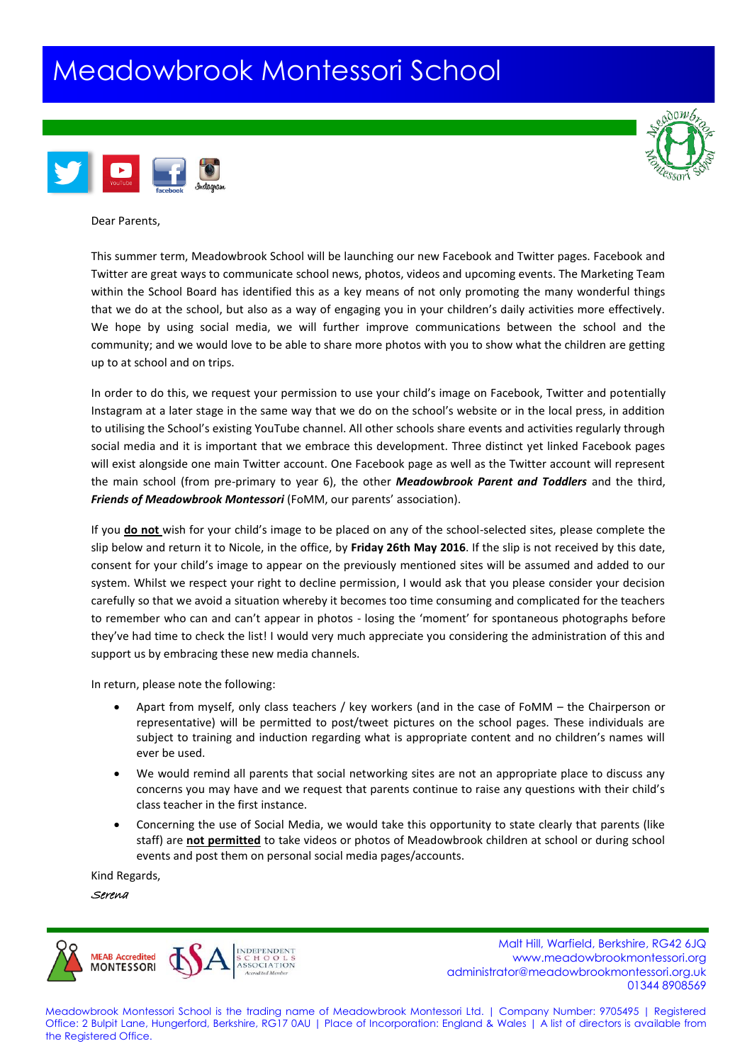# Meadowbrook Montessori School

Dear Parents,

This summer term, Meadowbrook School will be launching our new Facebook and Twitter pages. Facebook and Twitter are great ways to communicate school news, photos, videos and upcoming events. The Marketing Team within the School Board has identified this as a key means of not only promoting the many wonderful things that we do at the school, but also as a way of engaging you in your children's daily activities more effectively. We hope by using social media, we will further improve communications between the school and the community; and we would love to be able to share more photos with you to show what the children are getting up to at school and on trips.

In order to do this, we request your permission to use your child's image on Facebook, Twitter and potentially Instagram at a later stage in the same way that we do on the school's website or in the local press, in addition to utilising the School's existing YouTube channel. All other schools share events and activities regularly through social media and it is important that we embrace this development. Three distinct yet linked Facebook pages will exist alongside one main Twitter account. One Facebook page as well as the Twitter account will represent the main school (from pre-primary to year 6), the other ***Meadowbrook Parent and Toddlers*** and the third, ***Friends of Meadowbrook Montessori*** (FoMM, our parents' association).

If you **do not** wish for your child's image to be placed on any of the school-selected sites, please complete the slip below and return it to Nicole, in the office, by **Friday 26th May 2016**. If the slip is not received by this date, consent for your child's image to appear on the previously mentioned sites will be assumed and added to our system. Whilst we respect your right to decline permission, I would ask that you please consider your decision carefully so that we avoid a situation whereby it becomes too time consuming and complicated for the teachers to remember who can and can't appear in photos - losing the 'moment' for spontaneous photographs before they've had time to check the list! I would very much appreciate you considering the administration of this and support us by embracing these new media channels.

In return, please note the following:

- Apart from myself, only class teachers / key workers (and in the case of FoMM – the Chairperson or representative) will be permitted to post/tweet pictures on the school pages. These individuals are subject to training and induction regarding what is appropriate content and no children's names will ever be used.
- We would remind all parents that social networking sites are not an appropriate place to discuss any concerns you may have and we request that parents continue to raise any questions with their child's class teacher in the first instance.
- Concerning the use of Social Media, we would take this opportunity to state clearly that parents (like staff) are **not permitted** to take videos or photos of Meadowbrook children at school or during school events and post them on personal social media pages/accounts.

Kind Regards,

*Serena*

Malt Hill, Warfield, Berkshire, RG42 6JQ
www.meadowbrookmontessori.org
administrator@meadowbrookmontessori.org.uk
01344 8908569

Meadowbrook Montessori School is the trading name of Meadowbrook Montessori Ltd. | Company Number: 9705495 | Registered Office: 2 Bulpit Lane, Hungerford, Berkshire, RG17 0AU | Place of Incorporation: England & Wales | A list of directors is available from the Registered Office.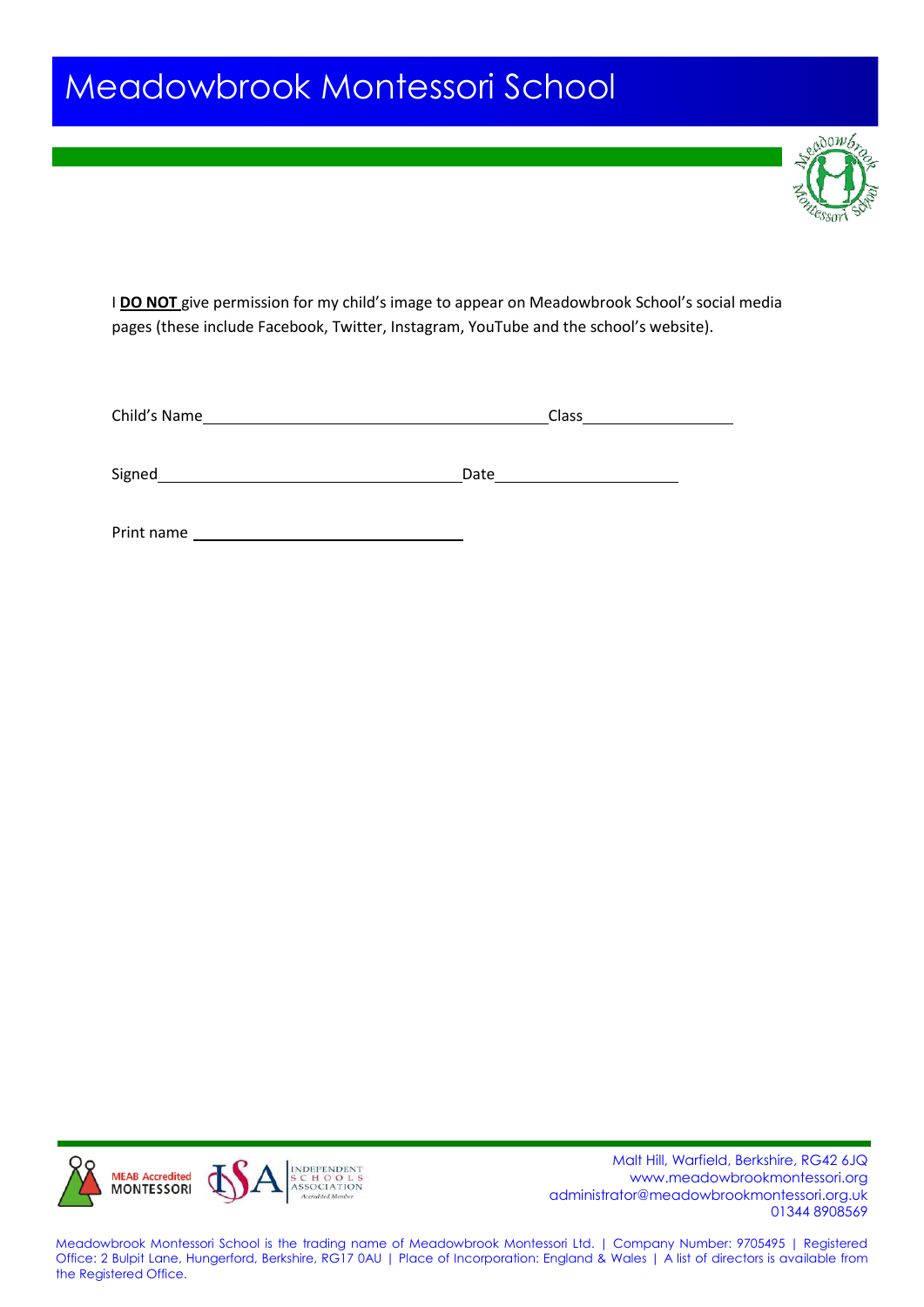# Meadowbrook Montessori School

I **DO NOT** give permission for my child's image to appear on Meadowbrook School's social media pages (these include Facebook, Twitter, Instagram, YouTube and the school's website).

Child's Name ________________________________________ Class __________________

Signed ____________________________________ Date ______________________

Print name ________________________________

Malt Hill, Warfield, Berkshire, RG42 6JQ
www.meadowbrookmontessori.org
administrator@meadowbrookmontessori.org.uk
01344 8908569

Meadowbrook Montessori School is the trading name of Meadowbrook Montessori Ltd. | Company Number: 9705495 | Registered Office: 2 Bulpit Lane, Hungerford, Berkshire, RG17 0AU | Place of Incorporation: England & Wales | A list of directors is available from the Registered Office.